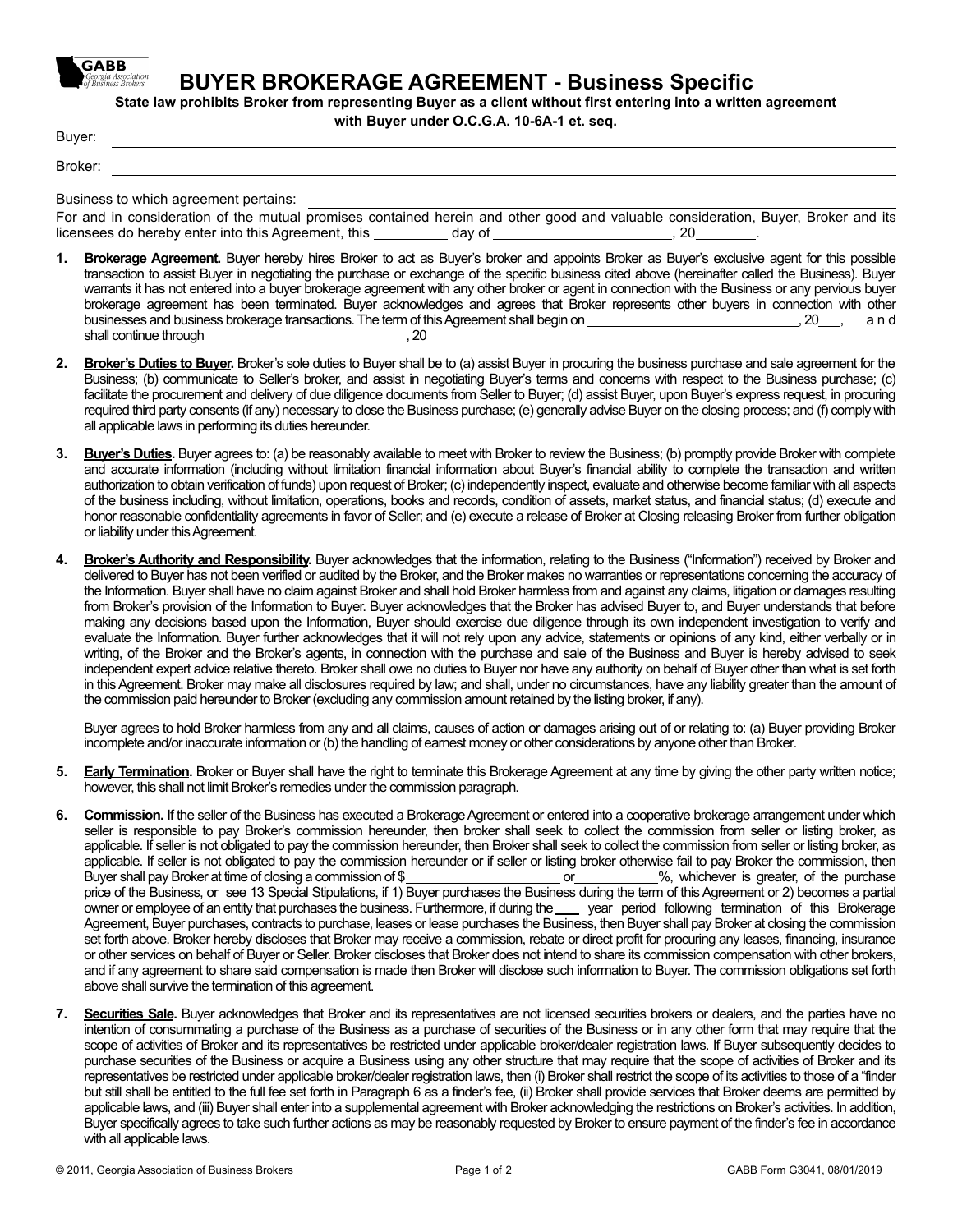# BUYER BROKERAGE AGREEMENT - Business Specific

**State law prohibits Broker from representing Buyer as a client without first entering into a written agreement with Buyer under O.C.G.A. 10-6A-1 et. seq.**

Buyer: \_\_\_\_\_\_\_\_\_\_\_\_\_\_\_\_\_\_\_\_\_\_\_\_\_\_\_\_\_\_\_\_\_\_\_\_\_\_\_\_\_\_\_\_\_\_\_\_\_\_\_\_\_\_\_\_\_\_\_\_\_\_\_\_

Broker: \_\_\_\_\_\_\_\_\_\_\_\_\_\_\_\_\_\_\_\_\_\_\_\_\_\_\_\_\_\_\_\_\_\_\_\_\_\_\_\_\_\_\_\_\_\_\_\_\_\_\_\_\_\_\_\_\_\_\_\_\_\_\_\_

Business to which agreement pertains: \_\_\_\_\_\_\_\_\_\_\_\_\_\_\_\_\_\_\_\_\_\_\_\_\_\_\_\_\_\_\_\_\_\_\_\_\_\_\_\_\_\_

For and in consideration of the mutual promises contained herein and other good and valuable consideration, Buyer, Broker and its licensees do hereby enter into this Agreement, this \_\_\_\_\_\_\_\_\_\_ day of \_\_\_\_\_\_\_\_\_\_\_\_\_\_\_\_\_\_\_\_\_\_\_\_, 20\_\_\_\_\_\_\_\_.

1. **Brokerage Agreement.** Buyer hereby hires Broker to act as Buyer's broker and appoints Broker as Buyer's exclusive agent for this possible transaction to assist Buyer in negotiating the purchase or exchange of the specific business cited above (hereinafter called the Business). Buyer warrants it has not entered into a buyer brokerage agreement with any other broker or agent in connection with the Business or any pervious buyer brokerage agreement has been terminated. Buyer acknowledges and agrees that Broker represents other buyers in connection with other businesses and business brokerage transactions. The term of this Agreement shall begin on \_\_\_\_\_\_\_\_\_\_\_\_\_\_\_\_\_\_\_\_\_\_\_\_\_\_\_\_\_\_\_\_, 20\_\_\_, and shall continue through \_\_\_\_\_\_\_\_\_\_\_\_\_\_\_\_\_\_\_\_\_\_\_\_\_\_\_\_\_\_, 20\_\_\_\_\_\_\_\_

2. **Broker's Duties to Buyer.** Broker's sole duties to Buyer shall be to (a) assist Buyer in procuring the business purchase and sale agreement for the Business; (b) communicate to Seller's broker, and assist in negotiating Buyer's terms and concerns with respect to the Business purchase; (c) facilitate the procurement and delivery of due diligence documents from Seller to Buyer; (d) assist Buyer, upon Buyer's express request, in procuring required third party consents (if any) necessary to close the Business purchase; (e) generally advise Buyer on the closing process; and (f) comply with all applicable laws in performing its duties hereunder.

3. **Buyer's Duties.** Buyer agrees to: (a) be reasonably available to meet with Broker to review the Business; (b) promptly provide Broker with complete and accurate information (including without limitation financial information about Buyer's financial ability to complete the transaction and written authorization to obtain verification of funds) upon request of Broker; (c) independently inspect, evaluate and otherwise become familiar with all aspects of the business including, without limitation, operations, books and records, condition of assets, market status, and financial status; (d) execute and honor reasonable confidentiality agreements in favor of Seller; and (e) execute a release of Broker at Closing releasing Broker from further obligation or liability under this Agreement.

4. **Broker's Authority and Responsibility.** Buyer acknowledges that the information, relating to the Business ("Information") received by Broker and delivered to Buyer has not been verified or audited by the Broker, and the Broker makes no warranties or representations concerning the accuracy of the Information. Buyer shall have no claim against Broker and shall hold Broker harmless from and against any claims, litigation or damages resulting from Broker's provision of the Information to Buyer. Buyer acknowledges that the Broker has advised Buyer to, and Buyer understands that before making any decisions based upon the Information, Buyer should exercise due diligence through its own independent investigation to verify and evaluate the Information. Buyer further acknowledges that it will not rely upon any advice, statements or opinions of any kind, either verbally or in writing, of the Broker and the Broker's agents, in connection with the purchase and sale of the Business and Buyer is hereby advised to seek independent expert advice relative thereto. Broker shall owe no duties to Buyer nor have any authority on behalf of Buyer other than what is set forth in this Agreement. Broker may make all disclosures required by law; and shall, under no circumstances, have any liability greater than the amount of the commission paid hereunder to Broker (excluding any commission amount retained by the listing broker, if any).

   Buyer agrees to hold Broker harmless from any and all claims, causes of action or damages arising out of or relating to: (a) Buyer providing Broker incomplete and/or inaccurate information or (b) the handling of earnest money or other considerations by anyone other than Broker.

5. **Early Termination.** Broker or Buyer shall have the right to terminate this Brokerage Agreement at any time by giving the other party written notice; however, this shall not limit Broker's remedies under the commission paragraph.

6. **Commission.** If the seller of the Business has executed a Brokerage Agreement or entered into a cooperative brokerage arrangement under which seller is responsible to pay Broker's commission hereunder, then broker shall seek to collect the commission from seller or listing broker, as applicable. If seller is not obligated to pay the commission hereunder, then Broker shall seek to collect the commission from seller or listing broker, as applicable. If seller is not obligated to pay the commission hereunder or if seller or listing broker otherwise fail to pay Broker the commission, then Buyer shall pay Broker at time of closing a commission of $\_\_\_\_\_\_\_\_\_\_\_\_\_\_\_\_\_\_\_\_\_\_ or\_\_\_\_\_\_\_\_\_\_\_\_%, whichever is greater, of the purchase price of the Business, or see 13 Special Stipulations, if 1) Buyer purchases the Business during the term of this Agreement or 2) becomes a partial owner or employee of an entity that purchases the business. Furthermore, if during the \_\_\_\_ year period following termination of this Brokerage Agreement, Buyer purchases, contracts to purchase, leases or lease purchases the Business, then Buyer shall pay Broker at closing the commission set forth above. Broker hereby discloses that Broker may receive a commission, rebate or direct profit for procuring any leases, financing, insurance or other services on behalf of Buyer or Seller. Broker discloses that Broker does not intend to share its commission compensation with other brokers, and if any agreement to share said compensation is made then Broker will disclose such information to Buyer. The commission obligations set forth above shall survive the termination of this agreement.

7. **Securities Sale.** Buyer acknowledges that Broker and its representatives are not licensed securities brokers or dealers, and the parties have no intention of consummating a purchase of the Business as a purchase of securities of the Business or in any other form that may require that the scope of activities of Broker and its representatives be restricted under applicable broker/dealer registration laws. If Buyer subsequently decides to purchase securities of the Business or acquire a Business using any other structure that may require that the scope of activities of Broker and its representatives be restricted under applicable broker/dealer registration laws, then (i) Broker shall restrict the scope of its activities to those of a "finder but still shall be entitled to the full fee set forth in Paragraph 6 as a finder's fee, (ii) Broker shall provide services that Broker deems are permitted by applicable laws, and (iii) Buyer shall enter into a supplemental agreement with Broker acknowledging the restrictions on Broker's activities. In addition, Buyer specifically agrees to take such further actions as may be reasonably requested by Broker to ensure payment of the finder's fee in accordance with all applicable laws.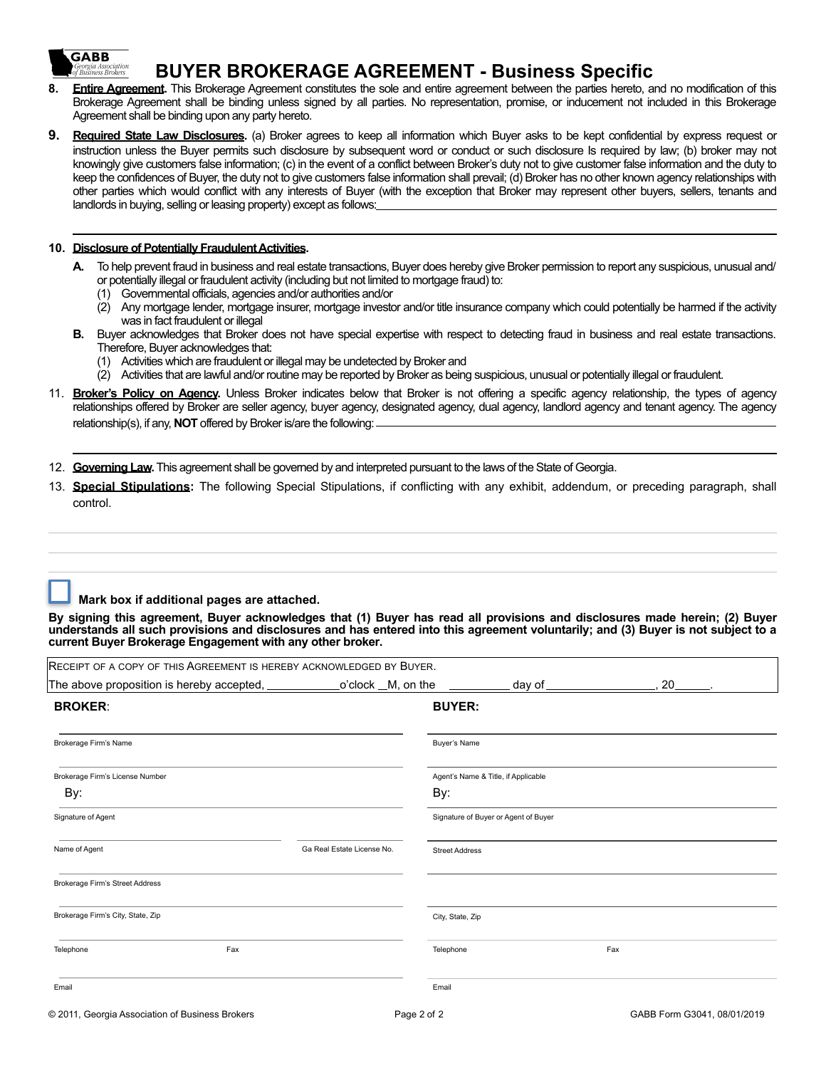# BUYER BROKERAGE AGREEMENT - Business Specific

8. **Entire Agreement.** This Brokerage Agreement constitutes the sole and entire agreement between the parties hereto, and no modification of this Brokerage Agreement shall be binding unless signed by all parties. No representation, promise, or inducement not included in this Brokerage Agreement shall be binding upon any party hereto.

9. **Required State Law Disclosures.** (a) Broker agrees to keep all information which Buyer asks to be kept confidential by express request or instruction unless the Buyer permits such disclosure by subsequent word or conduct or such disclosure Is required by law; (b) broker may not knowingly give customers false information; (c) in the event of a conflict between Broker's duty not to give customer false information and the duty to keep the confidences of Buyer, the duty not to give customers false information shall prevail; (d) Broker has no other known agency relationships with other parties which would conflict with any interests of Buyer (with the exception that Broker may represent other buyers, sellers, tenants and landlords in buying, selling or leasing property) except as follows:\_\_\_\_\_\_\_\_\_\_\_\_\_\_\_\_\_\_\_\_\_\_\_\_\_\_\_\_\_\_\_\_

10. **Disclosure of Potentially Fraudulent Activities.**
    - **A.** To help prevent fraud in business and real estate transactions, Buyer does hereby give Broker permission to report any suspicious, unusual and/or potentially illegal or fraudulent activity (including but not limited to mortgage fraud) to:
      - (1) Governmental officials, agencies and/or authorities and/or
      - (2) Any mortgage lender, mortgage insurer, mortgage investor and/or title insurance company which could potentially be harmed if the activity was in fact fraudulent or illegal
    - **B.** Buyer acknowledges that Broker does not have special expertise with respect to detecting fraud in business and real estate transactions. Therefore, Buyer acknowledges that:
      - (1) Activities which are fraudulent or illegal may be undetected by Broker and
      - (2) Activities that are lawful and/or routine may be reported by Broker as being suspicious, unusual or potentially illegal or fraudulent.

11. **Broker's Policy on Agency.** Unless Broker indicates below that Broker is not offering a specific agency relationship, the types of agency relationships offered by Broker are seller agency, buyer agency, designated agency, dual agency, landlord agency and tenant agency. The agency relationship(s), if any, **NOT** offered by Broker is/are the following: \_\_\_\_\_\_\_\_\_\_\_\_\_\_\_\_\_\_\_\_\_\_\_\_\_\_\_\_\_\_\_\_

12. **Governing Law.** This agreement shall be governed by and interpreted pursuant to the laws of the State of Georgia.

13. **Special Stipulations:** The following Special Stipulations, if conflicting with any exhibit, addendum, or preceding paragraph, shall control.

☐ **Mark box if additional pages are attached.**

**By signing this agreement, Buyer acknowledges that (1) Buyer has read all provisions and disclosures made herein; (2) Buyer understands all such provisions and disclosures and has entered into this agreement voluntarily; and (3) Buyer is not subject to a current Buyer Brokerage Engagement with any other broker.**

RECEIPT OF A COPY OF THIS AGREEMENT IS HEREBY ACKNOWLEDGED BY BUYER.
The above proposition is hereby accepted, \_\_\_\_\_\_\_\_o'clock \_\_M, on the \_\_\_\_\_\_\_ day of \_\_\_\_\_\_\_\_\_\_\_\_, 20\_\_\_\_.

| **BROKER**: | | **BUYER:** | |
|---|---|---|---|
| Brokerage Firm's Name | | Buyer's Name | |
| Brokerage Firm's License Number | | Agent's Name & Title, if Applicable | |
| By: | | By: | |
| Signature of Agent | | Signature of Buyer or Agent of Buyer | |
| Name of Agent | Ga Real Estate License No. | Street Address | |
| Brokerage Firm's Street Address | | | |
| Brokerage Firm's City, State, Zip | | City, State, Zip | |
| Telephone | Fax | Telephone | Fax |
| Email | | Email | |

© 2011, Georgia Association of Business Brokers

GABB Form G3041, 08/01/2019